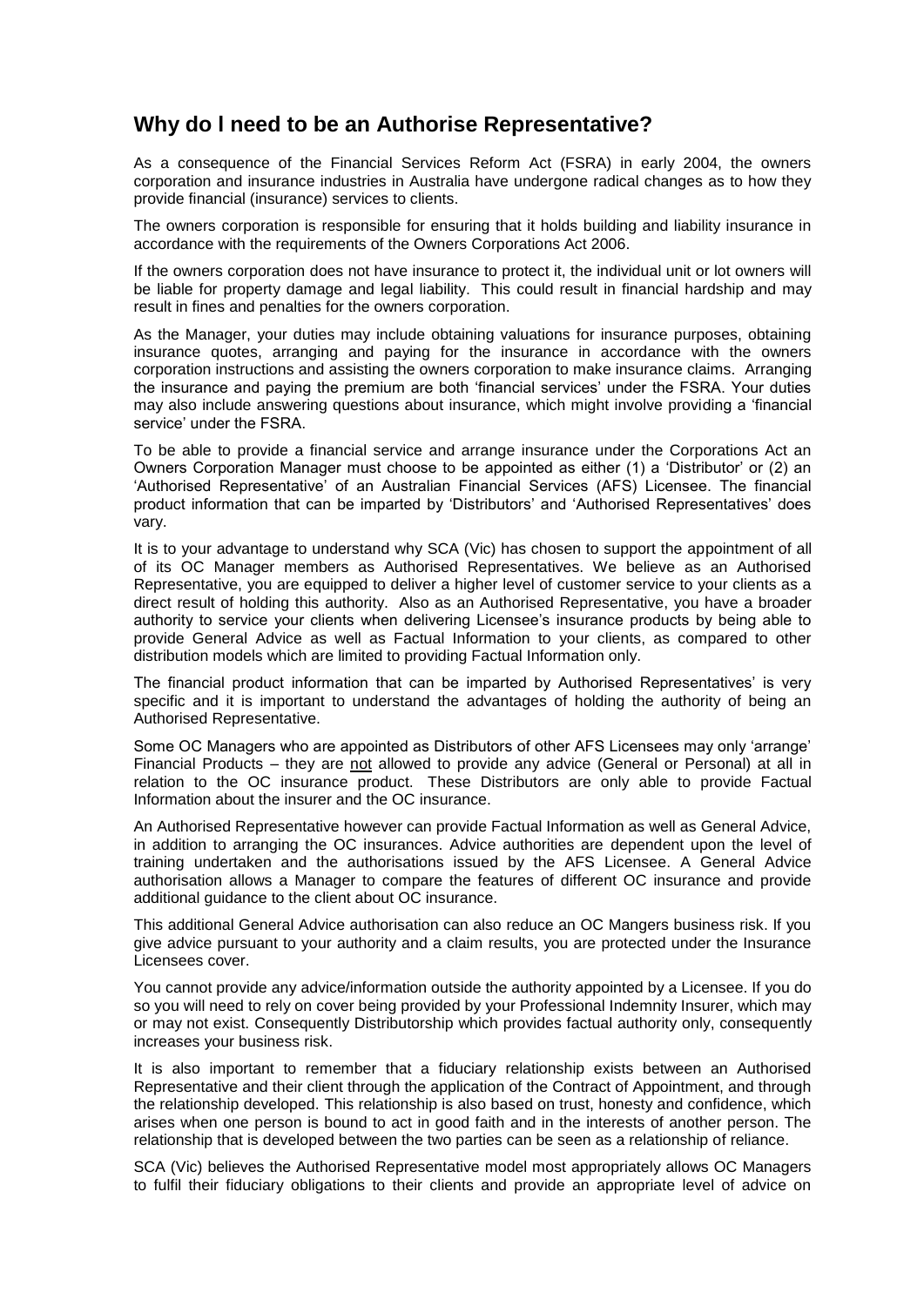## Why do I need to be an Authorise Representative?

As a consequence of the Financial Services Reform Act (FSRA) in early 2004, the owners corporation and insurance industries in Australia have undergone radical changes as to how they provide financial (insurance) services to clients.

The owners corporation is responsible for ensuring that it holds building and liability insurance in accordance with the requirements of the Owners Corporations Act 2006.

If the owners corporation does not have insurance to protect it, the individual unit or lot owners will be liable for property damage and legal liability. This could result in financial hardship and may result in fines and penalties for the owners corporation.

As the Manager, your duties may include obtaining valuations for insurance purposes, obtaining insurance quotes, arranging and paying for the insurance in accordance with the owners corporation instructions and assisting the owners corporation to make insurance claims. Arranging the insurance and paying the premium are both 'financial services' under the FSRA. Your duties may also include answering questions about insurance, which might involve providing a 'financial service' under the FSRA.

To be able to provide a financial service and arrange insurance under the Corporations Act an Owners Corporation Manager must choose to be appointed as either (1) a 'Distributor' or (2) an 'Authorised Representative' of an Australian Financial Services (AFS) Licensee. The financial product information that can be imparted by 'Distributors' and 'Authorised Representatives' does vary.

It is to your advantage to understand why SCA (Vic) has chosen to support the appointment of all of its OC Manager members as Authorised Representatives. We believe as an Authorised Representative, you are equipped to deliver a higher level of customer service to your clients as a direct result of holding this authority. Also as an Authorised Representative, you have a broader authority to service your clients when delivering Licensee's insurance products by being able to provide General Advice as well as Factual Information to your clients, as compared to other distribution models which are limited to providing Factual Information only.

The financial product information that can be imparted by Authorised Representatives' is very specific and it is important to understand the advantages of holding the authority of being an Authorised Representative.

Some OC Managers who are appointed as Distributors of other AFS Licensees may only 'arrange' Financial Products – they are not allowed to provide any advice (General or Personal) at all in relation to the OC insurance product. These Distributors are only able to provide Factual Information about the insurer and the OC insurance.

An Authorised Representative however can provide Factual Information as well as General Advice, in addition to arranging the OC insurances. Advice authorities are dependent upon the level of training undertaken and the authorisations issued by the AFS Licensee. A General Advice authorisation allows a Manager to compare the features of different OC insurance and provide additional guidance to the client about OC insurance.

This additional General Advice authorisation can also reduce an OC Mangers business risk. If you give advice pursuant to your authority and a claim results, you are protected under the Insurance Licensees cover.

You cannot provide any advice/information outside the authority appointed by a Licensee. If you do so you will need to rely on cover being provided by your Professional Indemnity Insurer, which may or may not exist. Consequently Distributorship which provides factual authority only, consequently increases your business risk.

It is also important to remember that a fiduciary relationship exists between an Authorised Representative and their client through the application of the Contract of Appointment, and through the relationship developed. This relationship is also based on trust, honesty and confidence, which arises when one person is bound to act in good faith and in the interests of another person. The relationship that is developed between the two parties can be seen as a relationship of reliance.

SCA (Vic) believes the Authorised Representative model most appropriately allows OC Managers to fulfil their fiduciary obligations to their clients and provide an appropriate level of advice on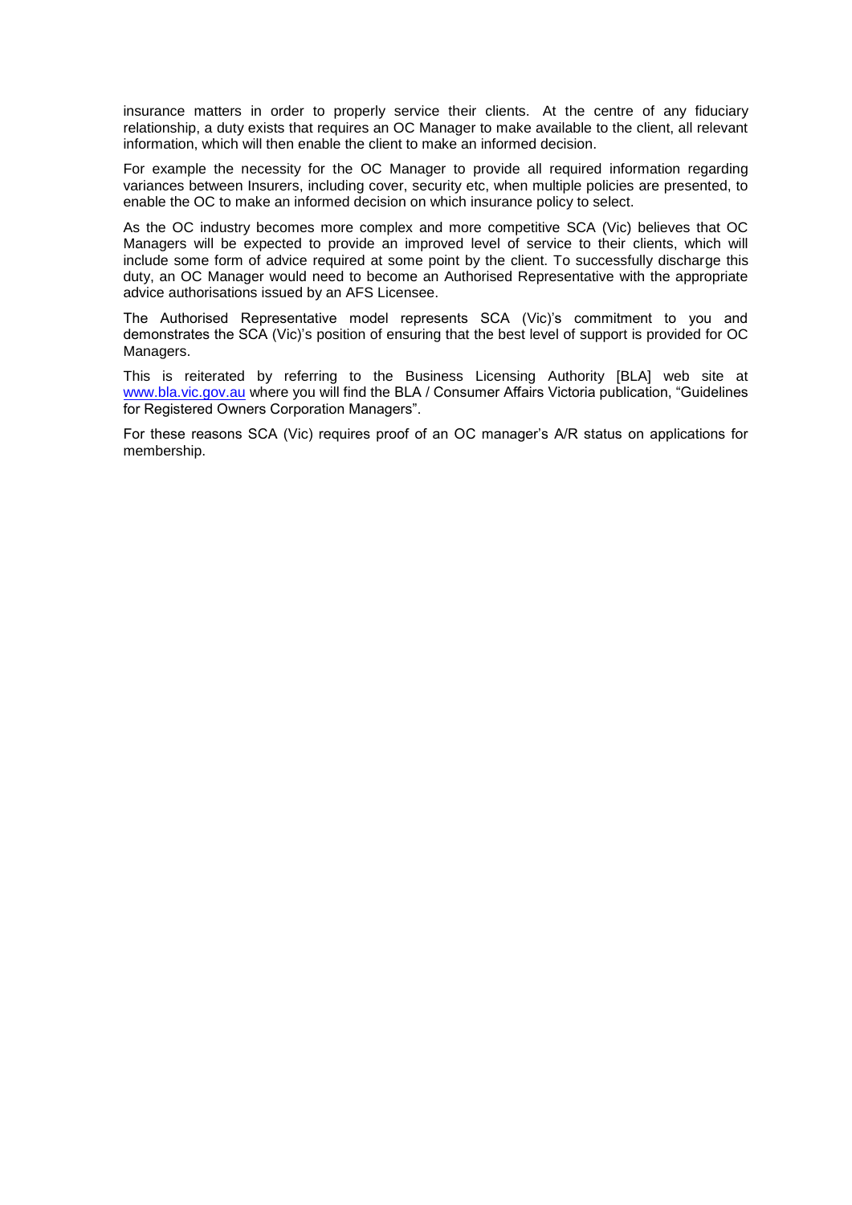insurance matters in order to properly service their clients. At the centre of any fiduciary relationship, a duty exists that requires an OC Manager to make available to the client, all relevant information, which will then enable the client to make an informed decision.

For example the necessity for the OC Manager to provide all required information regarding variances between Insurers, including cover, security etc, when multiple policies are presented, to enable the OC to make an informed decision on which insurance policy to select.

As the OC industry becomes more complex and more competitive SCA (Vic) believes that OC Managers will be expected to provide an improved level of service to their clients, which will include some form of advice required at some point by the client. To successfully discharge this duty, an OC Manager would need to become an Authorised Representative with the appropriate advice authorisations issued by an AFS Licensee.

The Authorised Representative model represents SCA (Vic)'s commitment to you and demonstrates the SCA (Vic)'s position of ensuring that the best level of support is provided for OC Managers.

This is reiterated by referring to the Business Licensing Authority [BLA] web site at www.bla.vic.gov.au where you will find the BLA / Consumer Affairs Victoria publication, "Guidelines for Registered Owners Corporation Managers".

For these reasons SCA (Vic) requires proof of an OC manager's A/R status on applications for membership.